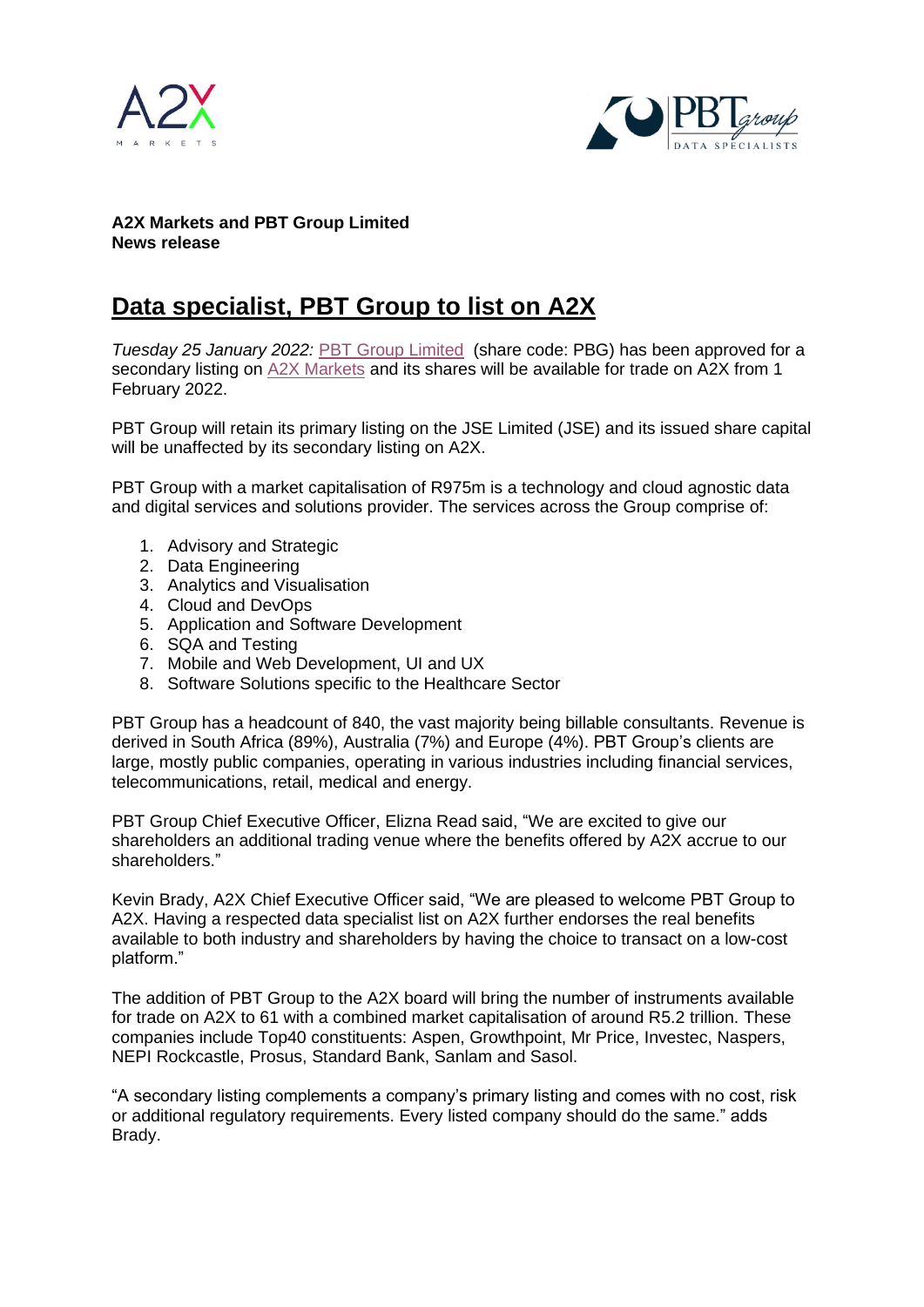**A2X Markets and PBT Group Limited**
**News release**

# Data specialist, PBT Group to list on A2X

*Tuesday 25 January 2022:* PBT Group Limited (share code: PBG) has been approved for a secondary listing on A2X Markets and its shares will be available for trade on A2X from 1 February 2022.

PBT Group will retain its primary listing on the JSE Limited (JSE) and its issued share capital will be unaffected by its secondary listing on A2X.

PBT Group with a market capitalisation of R975m is a technology and cloud agnostic data and digital services and solutions provider. The services across the Group comprise of:

1. Advisory and Strategic
2. Data Engineering
3. Analytics and Visualisation
4. Cloud and DevOps
5. Application and Software Development
6. SQA and Testing
7. Mobile and Web Development, UI and UX
8. Software Solutions specific to the Healthcare Sector

PBT Group has a headcount of 840, the vast majority being billable consultants. Revenue is derived in South Africa (89%), Australia (7%) and Europe (4%). PBT Group's clients are large, mostly public companies, operating in various industries including financial services, telecommunications, retail, medical and energy.

PBT Group Chief Executive Officer, Elizna Read said, "We are excited to give our shareholders an additional trading venue where the benefits offered by A2X accrue to our shareholders."

Kevin Brady, A2X Chief Executive Officer said, "We are pleased to welcome PBT Group to A2X. Having a respected data specialist list on A2X further endorses the real benefits available to both industry and shareholders by having the choice to transact on a low-cost platform."

The addition of PBT Group to the A2X board will bring the number of instruments available for trade on A2X to 61 with a combined market capitalisation of around R5.2 trillion. These companies include Top40 constituents: Aspen, Growthpoint, Mr Price, Investec, Naspers, NEPI Rockcastle, Prosus, Standard Bank, Sanlam and Sasol.

"A secondary listing complements a company's primary listing and comes with no cost, risk or additional regulatory requirements. Every listed company should do the same." adds Brady.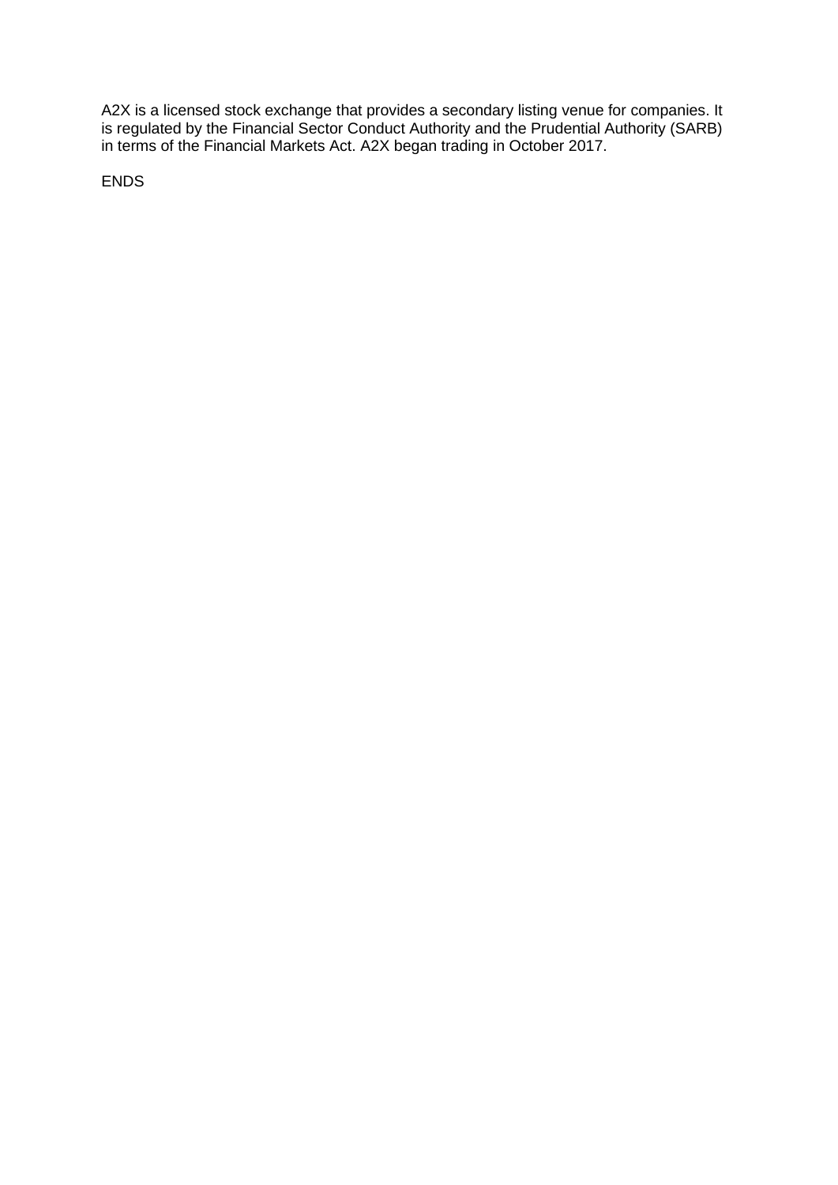A2X is a licensed stock exchange that provides a secondary listing venue for companies. It is regulated by the Financial Sector Conduct Authority and the Prudential Authority (SARB) in terms of the Financial Markets Act. A2X began trading in October 2017.

ENDS